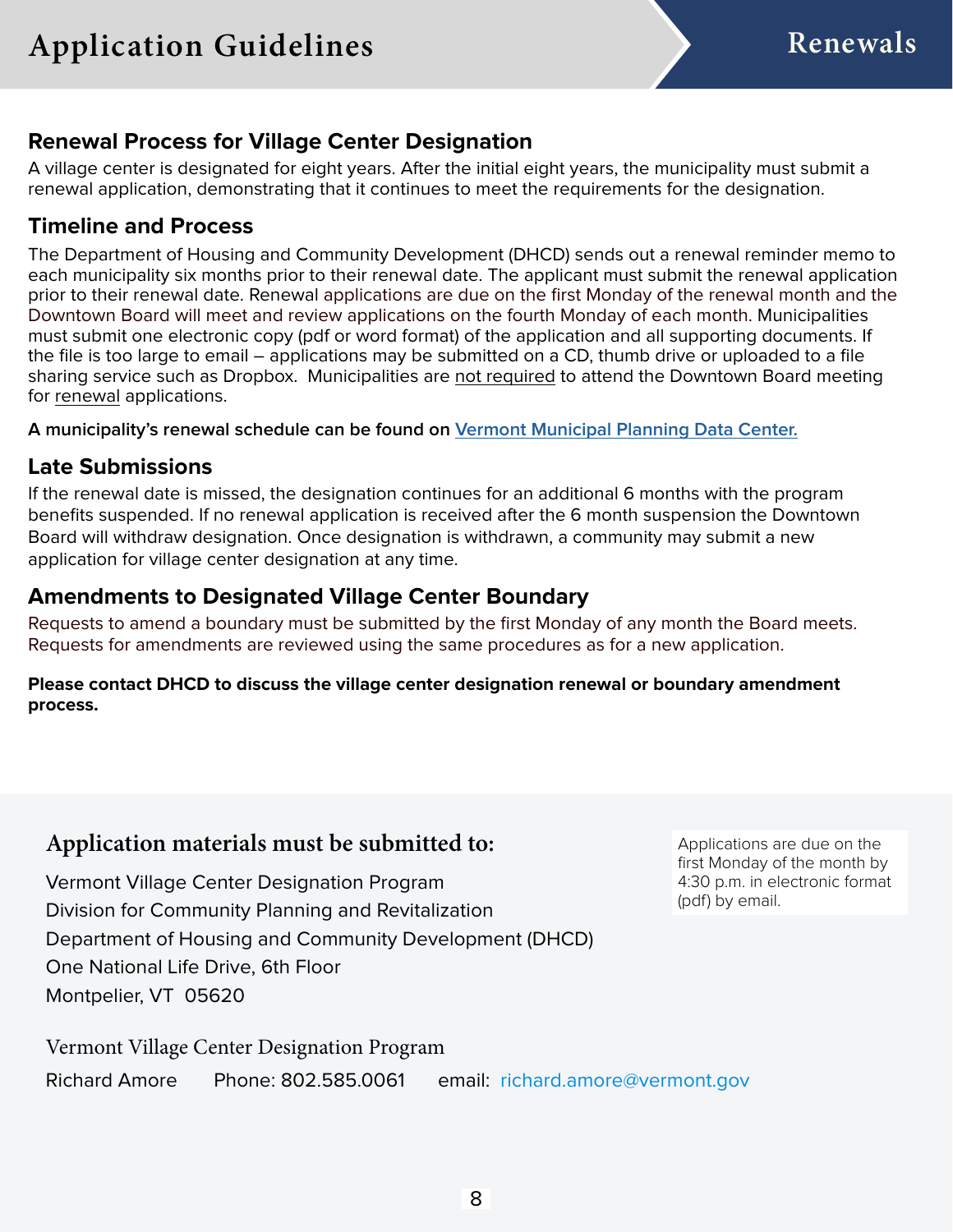# Application Guidelines

## Renewals

### Renewal Process for Village Center Designation

A village center is designated for eight years. After the initial eight years, the municipality must submit a renewal application, demonstrating that it continues to meet the requirements for the designation.

### Timeline and Process

The Department of Housing and Community Development (DHCD) sends out a renewal reminder memo to each municipality six months prior to their renewal date. The applicant must submit the renewal application prior to their renewal date. Renewal applications are due on the first Monday of the renewal month and the Downtown Board will meet and review applications on the fourth Monday of each month. Municipalities must submit one electronic copy (pdf or word format) of the application and all supporting documents. If the file is too large to email – applications may be submitted on a CD, thumb drive or uploaded to a file sharing service such as Dropbox. Municipalities are not required to attend the Downtown Board meeting for renewal applications.

**A municipality's renewal schedule can be found on Vermont Municipal Planning Data Center.**

### Late Submissions

If the renewal date is missed, the designation continues for an additional 6 months with the program benefits suspended. If no renewal application is received after the 6 month suspension the Downtown Board will withdraw designation. Once designation is withdrawn, a community may submit a new application for village center designation at any time.

### Amendments to Designated Village Center Boundary

Requests to amend a boundary must be submitted by the first Monday of any month the Board meets. Requests for amendments are reviewed using the same procedures as for a new application.

**Please contact DHCD to discuss the village center designation renewal or boundary amendment process.**

## Application materials must be submitted to:

Vermont Village Center Designation Program
Division for Community Planning and Revitalization
Department of Housing and Community Development (DHCD)
One National Life Drive, 6th Floor
Montpelier, VT 05620

Applications are due on the first Monday of the month by 4:30 p.m. in electronic format (pdf) by email.

Vermont Village Center Designation Program

Richard Amore Phone: 802.585.0061 email: richard.amore@vermont.gov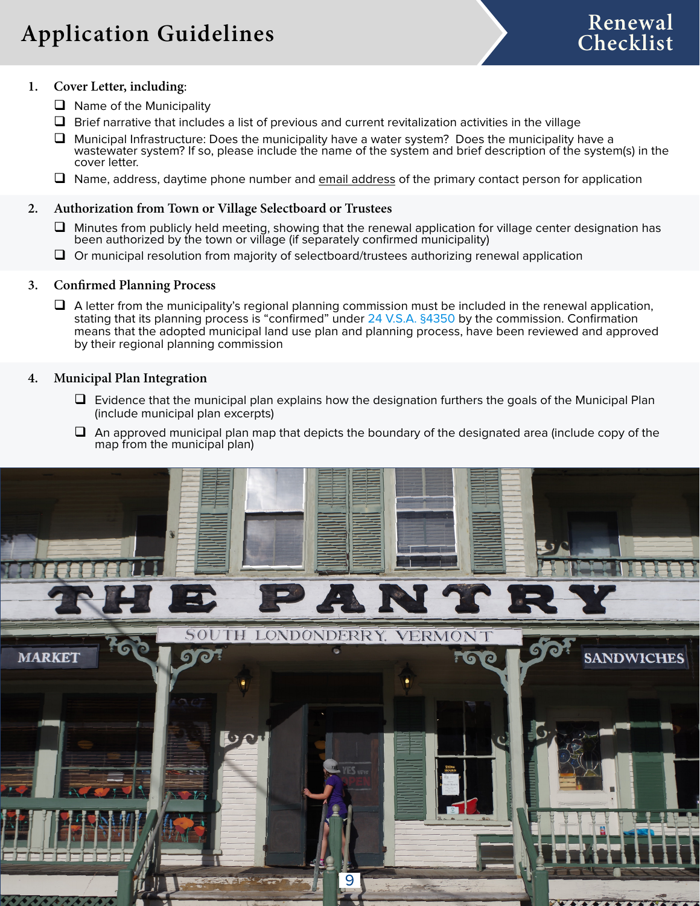# Application Guidelines

## Renewal Checklist

1. **Cover Letter, including:**
   - ❑ Name of the Municipality
   - ❑ Brief narrative that includes a list of previous and current revitalization activities in the village
   - ❑ Municipal Infrastructure: Does the municipality have a water system? Does the municipality have a wastewater system? If so, please include the name of the system and brief description of the system(s) in the cover letter.
   - ❑ Name, address, daytime phone number and email address of the primary contact person for application

2. **Authorization from Town or Village Selectboard or Trustees**
   - ❑ Minutes from publicly held meeting, showing that the renewal application for village center designation has been authorized by the town or village (if separately confirmed municipality)
   - ❑ Or municipal resolution from majority of selectboard/trustees authorizing renewal application

3. **Confirmed Planning Process**
   - ❑ A letter from the municipality's regional planning commission must be included in the renewal application, stating that its planning process is "confirmed" under 24 V.S.A. §4350 by the commission. Confirmation means that the adopted municipal land use plan and planning process, have been reviewed and approved by their regional planning commission

4. **Municipal Plan Integration**
   - ❑ Evidence that the municipal plan explains how the designation furthers the goals of the Municipal Plan (include municipal plan excerpts)
   - ❑ An approved municipal plan map that depicts the boundary of the designated area (include copy of the map from the municipal plan)